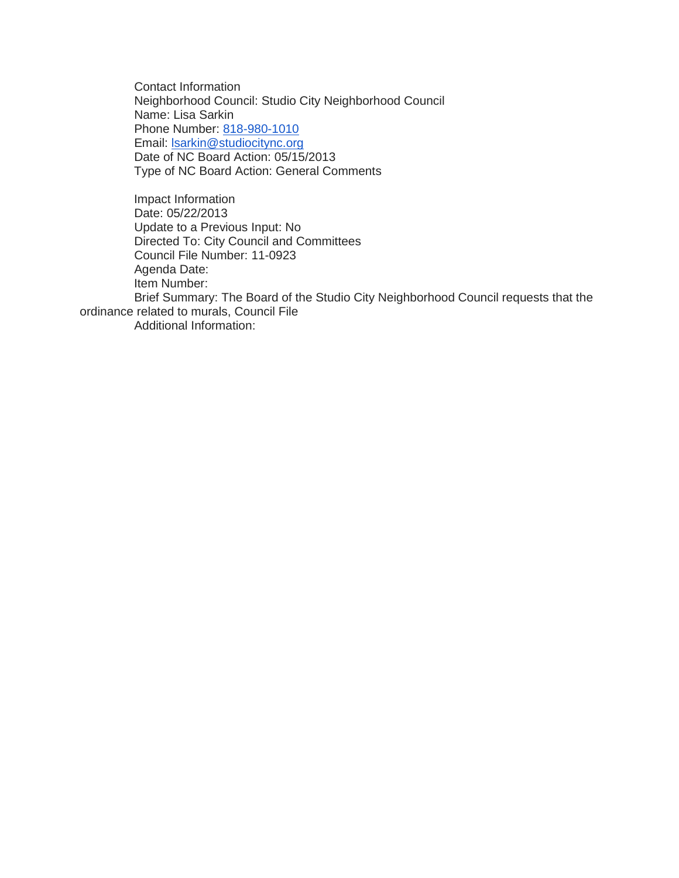Contact Information
Neighborhood Council: Studio City Neighborhood Council
Name: Lisa Sarkin
Phone Number: 818-980-1010
Email: lsarkin@studiocitync.org
Date of NC Board Action: 05/15/2013
Type of NC Board Action: General Comments

Impact Information
Date: 05/22/2013
Update to a Previous Input: No
Directed To: City Council and Committees
Council File Number: 11-0923
Agenda Date:
Item Number:
Brief Summary: The Board of the Studio City Neighborhood Council requests that the ordinance related to murals, Council File
Additional Information: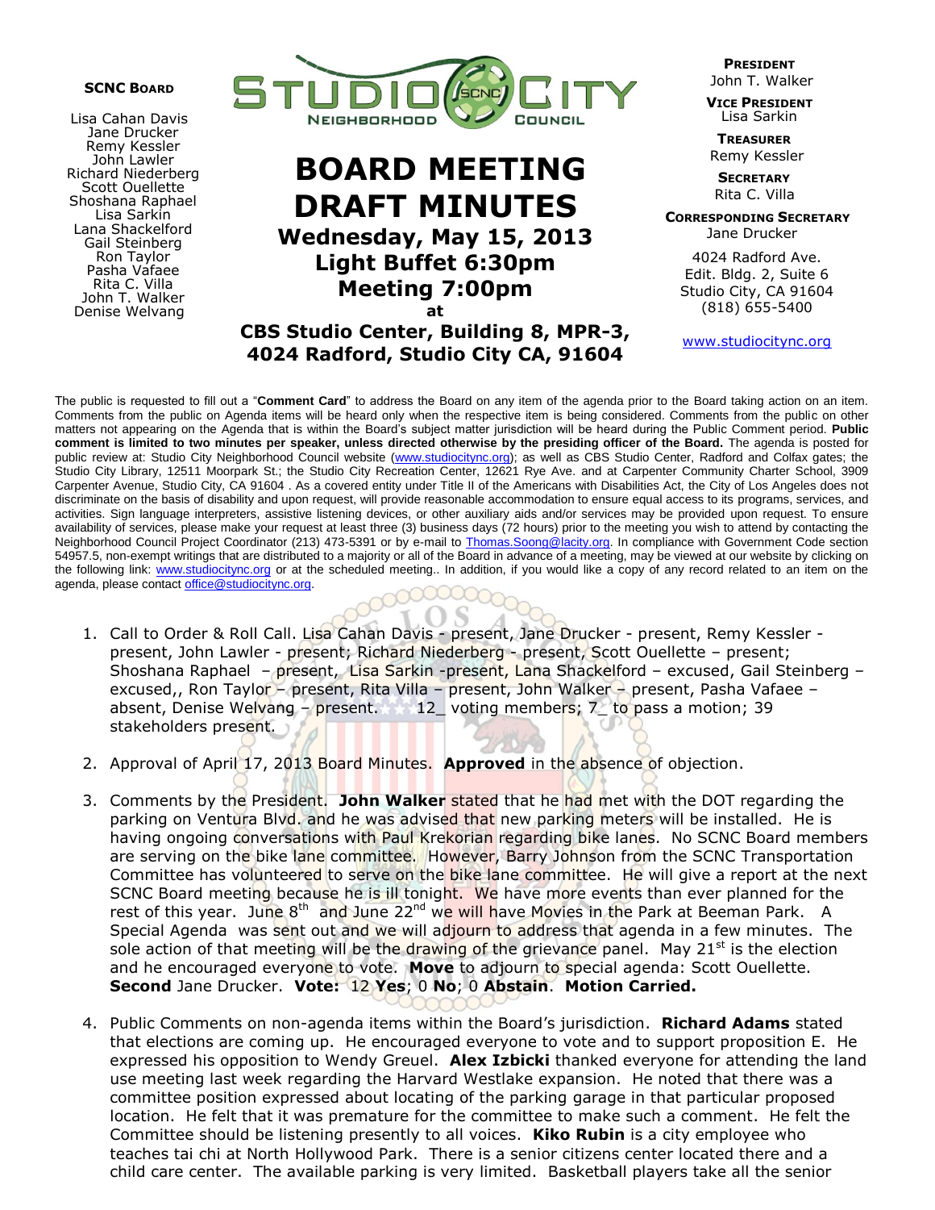**SCNC BOARD**

Lisa Cahan Davis
Jane Drucker
Remy Kessler
John Lawler
Richard Niederberg
Scott Ouellette
Shoshana Raphael
Lisa Sarkin
Lana Shackelford
Gail Steinberg
Ron Taylor
Pasha Vafaee
Rita C. Villa
John T. Walker
Denise Welvang

STUDIO CITY NEIGHBORHOOD COUNCIL

# BOARD MEETING DRAFT MINUTES

## Wednesday, May 15, 2013
## Light Buffet 6:30pm
## Meeting 7:00pm

**at**

### CBS Studio Center, Building 8, MPR-3, 4024 Radford, Studio City CA, 91604

**PRESIDENT**
John T. Walker

**VICE PRESIDENT**
Lisa Sarkin

**TREASURER**
Remy Kessler

**SECRETARY**
Rita C. Villa

**CORRESPONDING SECRETARY**
Jane Drucker

4024 Radford Ave.
Edit. Bldg. 2, Suite 6
Studio City, CA 91604
(818) 655-5400

www.studiocitync.org

The public is requested to fill out a "**Comment Card**" to address the Board on any item of the agenda prior to the Board taking action on an item. Comments from the public on Agenda items will be heard only when the respective item is being considered. Comments from the public on other matters not appearing on the Agenda that is within the Board's subject matter jurisdiction will be heard during the Public Comment period. **Public comment is limited to two minutes per speaker, unless directed otherwise by the presiding officer of the Board.** The agenda is posted for public review at: Studio City Neighborhood Council website (www.studiocitync.org); as well as CBS Studio Center, Radford and Colfax gates; the Studio City Library, 12511 Moorpark St.; the Studio City Recreation Center, 12621 Rye Ave. and at Carpenter Community Charter School, 3909 Carpenter Avenue, Studio City, CA 91604 . As a covered entity under Title II of the Americans with Disabilities Act, the City of Los Angeles does not discriminate on the basis of disability and upon request, will provide reasonable accommodation to ensure equal access to its programs, services, and activities. Sign language interpreters, assistive listening devices, or other auxiliary aids and/or services may be provided upon request. To ensure availability of services, please make your request at least three (3) business days (72 hours) prior to the meeting you wish to attend by contacting the Neighborhood Council Project Coordinator (213) 473-5391 or by e-mail to Thomas.Soong@lacity.org. In compliance with Government Code section 54957.5, non-exempt writings that are distributed to a majority or all of the Board in advance of a meeting, may be viewed at our website by clicking on the following link: www.studiocitync.org or at the scheduled meeting.. In addition, if you would like a copy of any record related to an item on the agenda, please contact office@studiocitync.org.

1. Call to Order & Roll Call. Lisa Cahan Davis - present, Jane Drucker - present, Remy Kessler - present, John Lawler - present; Richard Niederberg - present, Scott Ouellette – present; Shoshana Raphael – present, Lisa Sarkin -present, Lana Shackelford – excused, Gail Steinberg – excused,, Ron Taylor – present, Rita Villa – present, John Walker – present, Pasha Vafaee – absent, Denise Welvang – present. 12_ voting members; 7_ to pass a motion; 39 stakeholders present.

2. Approval of April 17, 2013 Board Minutes. **Approved** in the absence of objection.

3. Comments by the President. **John Walker** stated that he had met with the DOT regarding the parking on Ventura Blvd. and he was advised that new parking meters will be installed. He is having ongoing conversations with Paul Krekorian regarding bike lanes. No SCNC Board members are serving on the bike lane committee. However, Barry Johnson from the SCNC Transportation Committee has volunteered to serve on the bike lane committee. He will give a report at the next SCNC Board meeting because he is ill tonight. We have more events than ever planned for the rest of this year. June 8th and June 22nd we will have Movies in the Park at Beeman Park. A Special Agenda was sent out and we will adjourn to address that agenda in a few minutes. The sole action of that meeting will be the drawing of the grievance panel. May 21st is the election and he encouraged everyone to vote. **Move** to adjourn to special agenda: Scott Ouellette. **Second** Jane Drucker. **Vote:** 12 **Yes**; 0 **No**; 0 **Abstain**. **Motion Carried.**

4. Public Comments on non-agenda items within the Board's jurisdiction. **Richard Adams** stated that elections are coming up. He encouraged everyone to vote and to support proposition E. He expressed his opposition to Wendy Greuel. **Alex Izbicki** thanked everyone for attending the land use meeting last week regarding the Harvard Westlake expansion. He noted that there was a committee position expressed about locating of the parking garage in that particular proposed location. He felt that it was premature for the committee to make such a comment. He felt the Committee should be listening presently to all voices. **Kiko Rubin** is a city employee who teaches tai chi at North Hollywood Park. There is a senior citizens center located there and a child care center. The available parking is very limited. Basketball players take all the senior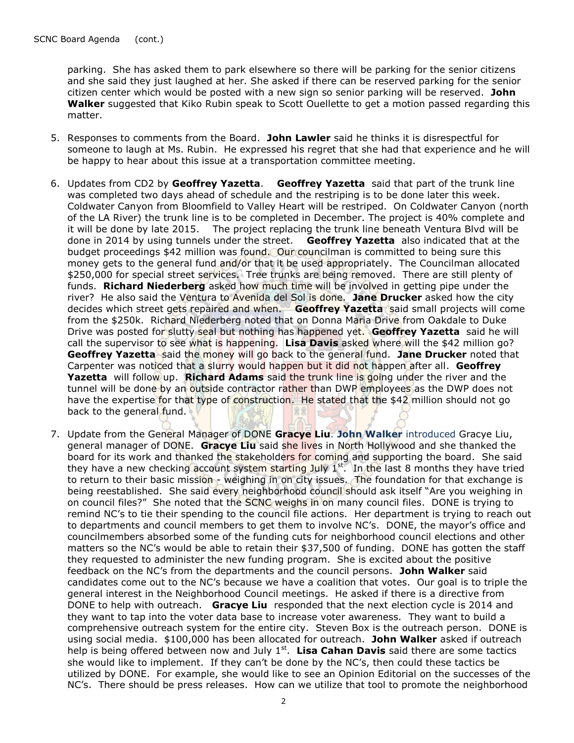parking. She has asked them to park elsewhere so there will be parking for the senior citizens and she said they just laughed at her. She asked if there can be reserved parking for the senior citizen center which would be posted with a new sign so senior parking will be reserved. **John Walker** suggested that Kiko Rubin speak to Scott Ouellette to get a motion passed regarding this matter.

5. Responses to comments from the Board. **John Lawler** said he thinks it is disrespectful for someone to laugh at Ms. Rubin. He expressed his regret that she had that experience and he will be happy to hear about this issue at a transportation committee meeting.

6. Updates from CD2 by **Geoffrey Yazetta**. **Geoffrey Yazetta** said that part of the trunk line was completed two days ahead of schedule and the restriping is to be done later this week. Coldwater Canyon from Bloomfield to Valley Heart will be restriped. On Coldwater Canyon (north of the LA River) the trunk line is to be completed in December. The project is 40% complete and it will be done by late 2015. The project replacing the trunk line beneath Ventura Blvd will be done in 2014 by using tunnels under the street. **Geoffrey Yazetta** also indicated that at the budget proceedings $42 million was found. Our councilman is committed to being sure this money gets to the general fund and/or that it be used appropriately. The Councilman allocated $250,000 for special street services. Tree trunks are being removed. There are still plenty of funds. **Richard Niederberg** asked how much time will be involved in getting pipe under the river? He also said the Ventura to Avenida del Sol is done. **Jane Drucker** asked how the city decides which street gets repaired and when. **Geoffrey Yazetta** said small projects will come from the $250k. Richard Niederberg noted that on Donna Maria Drive from Oakdale to Duke Drive was posted for slutty seal but nothing has happened yet. **Geoffrey Yazetta** said he will call the supervisor to see what is happening. **Lisa Davis** asked where will the $42 million go? **Geoffrey Yazetta** said the money will go back to the general fund. **Jane Drucker** noted that Carpenter was noticed that a slurry would happen but it did not happen after all. **Geoffrey Yazetta** will follow up. **Richard Adams** said the trunk line is going under the river and the tunnel will be done by an outside contractor rather than DWP employees as the DWP does not have the expertise for that type of construction. He stated that the $42 million should not go back to the general fund.

7. Update from the General Manager of DONE **Gracye Liu**. **John Walker** introduced Gracye Liu, general manager of DONE. **Gracye Liu** said she lives in North Hollywood and she thanked the board for its work and thanked the stakeholders for coming and supporting the board. She said they have a new checking account system starting July 1st. In the last 8 months they have tried to return to their basic mission - weighing in on city issues. The foundation for that exchange is being reestablished. She said every neighborhood council should ask itself "Are you weighing in on council files?" She noted that the SCNC weighs in on many council files. DONE is trying to remind NC's to tie their spending to the council file actions. Her department is trying to reach out to departments and council members to get them to involve NC's. DONE, the mayor's office and councilmembers absorbed some of the funding cuts for neighborhood council elections and other matters so the NC's would be able to retain their $37,500 of funding. DONE has gotten the staff they requested to administer the new funding program. She is excited about the positive feedback on the NC's from the departments and the council persons. **John Walker** said candidates come out to the NC's because we have a coalition that votes. Our goal is to triple the general interest in the Neighborhood Council meetings. He asked if there is a directive from DONE to help with outreach. **Gracye Liu** responded that the next election cycle is 2014 and they want to tap into the voter data base to increase voter awareness. They want to build a comprehensive outreach system for the entire city. Steven Box is the outreach person. DONE is using social media. $100,000 has been allocated for outreach. **John Walker** asked if outreach help is being offered between now and July 1st. **Lisa Cahan Davis** said there are some tactics she would like to implement. If they can't be done by the NC's, then could these tactics be utilized by DONE. For example, she would like to see an Opinion Editorial on the successes of the NC's. There should be press releases. How can we utilize that tool to promote the neighborhood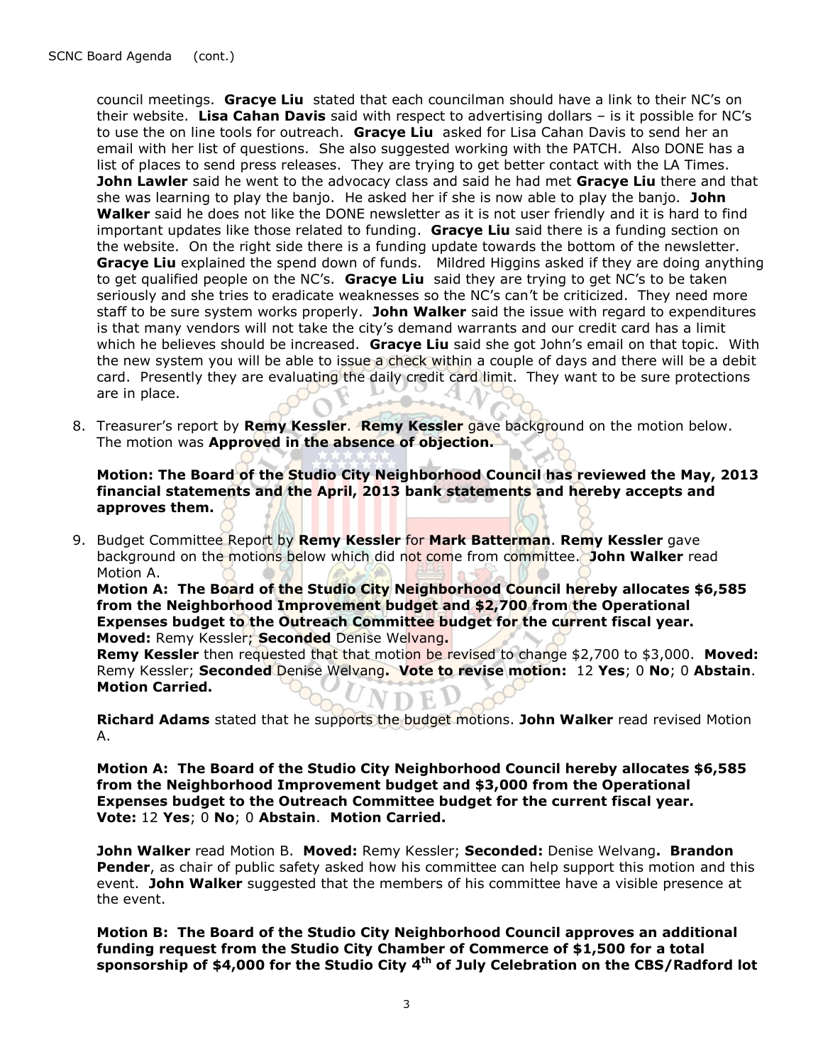council meetings. **Gracye Liu** stated that each councilman should have a link to their NC's on their website. **Lisa Cahan Davis** said with respect to advertising dollars – is it possible for NC's to use the on line tools for outreach. **Gracye Liu** asked for Lisa Cahan Davis to send her an email with her list of questions. She also suggested working with the PATCH. Also DONE has a list of places to send press releases. They are trying to get better contact with the LA Times. **John Lawler** said he went to the advocacy class and said he had met **Gracye Liu** there and that she was learning to play the banjo. He asked her if she is now able to play the banjo. **John Walker** said he does not like the DONE newsletter as it is not user friendly and it is hard to find important updates like those related to funding. **Gracye Liu** said there is a funding section on the website. On the right side there is a funding update towards the bottom of the newsletter. **Gracye Liu** explained the spend down of funds. Mildred Higgins asked if they are doing anything to get qualified people on the NC's. **Gracye Liu** said they are trying to get NC's to be taken seriously and she tries to eradicate weaknesses so the NC's can't be criticized. They need more staff to be sure system works properly. **John Walker** said the issue with regard to expenditures is that many vendors will not take the city's demand warrants and our credit card has a limit which he believes should be increased. **Gracye Liu** said she got John's email on that topic. With the new system you will be able to issue a check within a couple of days and there will be a debit card. Presently they are evaluating the daily credit card limit. They want to be sure protections are in place.

8. Treasurer's report by **Remy Kessler**. **Remy Kessler** gave background on the motion below. The motion was **Approved in the absence of objection.**

   **Motion: The Board of the Studio City Neighborhood Council has reviewed the May, 2013 financial statements and the April, 2013 bank statements and hereby accepts and approves them.**

9. Budget Committee Report by **Remy Kessler** for **Mark Batterman**. **Remy Kessler** gave background on the motions below which did not come from committee. **John Walker** read Motion A.

   **Motion A: The Board of the Studio City Neighborhood Council hereby allocates $6,585 from the Neighborhood Improvement budget and $2,700 from the Operational Expenses budget to the Outreach Committee budget for the current fiscal year.**
   **Moved:** Remy Kessler; **Seconded** Denise Welvang**.**
   **Remy Kessler** then requested that that motion be revised to change $2,700 to $3,000. **Moved:** Remy Kessler; **Seconded** Denise Welvang**. Vote to revise motion:** 12 **Yes**; 0 **No**; 0 **Abstain**. **Motion Carried.**

   **Richard Adams** stated that he supports the budget motions. **John Walker** read revised Motion A.

   **Motion A: The Board of the Studio City Neighborhood Council hereby allocates $6,585 from the Neighborhood Improvement budget and $3,000 from the Operational Expenses budget to the Outreach Committee budget for the current fiscal year.**
   **Vote:** 12 **Yes**; 0 **No**; 0 **Abstain**. **Motion Carried.**

   **John Walker** read Motion B. **Moved:** Remy Kessler; **Seconded:** Denise Welvang**. Brandon Pender**, as chair of public safety asked how his committee can help support this motion and this event. **John Walker** suggested that the members of his committee have a visible presence at the event.

   **Motion B: The Board of the Studio City Neighborhood Council approves an additional funding request from the Studio City Chamber of Commerce of $1,500 for a total sponsorship of $4,000 for the Studio City 4th of July Celebration on the CBS/Radford lot**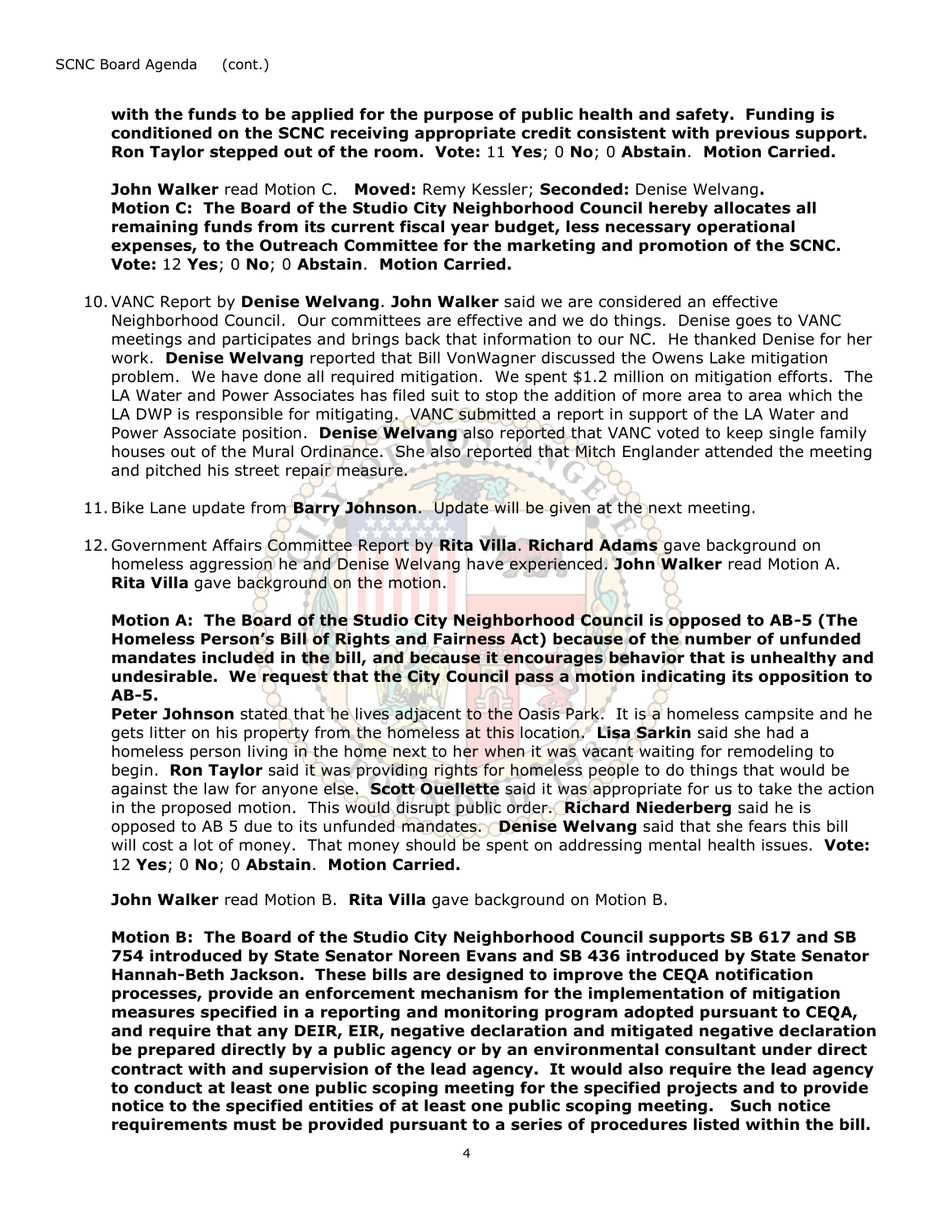**with the funds to be applied for the purpose of public health and safety. Funding is conditioned on the SCNC receiving appropriate credit consistent with previous support. Ron Taylor stepped out of the room. Vote:** 11 **Yes**; 0 **No**; 0 **Abstain**. **Motion Carried.**

**John Walker** read Motion C. **Moved:** Remy Kessler; **Seconded:** Denise Welvang**.**
**Motion C: The Board of the Studio City Neighborhood Council hereby allocates all remaining funds from its current fiscal year budget, less necessary operational expenses, to the Outreach Committee for the marketing and promotion of the SCNC. Vote:** 12 **Yes**; 0 **No**; 0 **Abstain**. **Motion Carried.**

10. VANC Report by **Denise Welvang**. **John Walker** said we are considered an effective Neighborhood Council. Our committees are effective and we do things. Denise goes to VANC meetings and participates and brings back that information to our NC. He thanked Denise for her work. **Denise Welvang** reported that Bill VonWagner discussed the Owens Lake mitigation problem. We have done all required mitigation. We spent $1.2 million on mitigation efforts. The LA Water and Power Associates has filed suit to stop the addition of more area to area which the LA DWP is responsible for mitigating. VANC submitted a report in support of the LA Water and Power Associate position. **Denise Welvang** also reported that VANC voted to keep single family houses out of the Mural Ordinance. She also reported that Mitch Englander attended the meeting and pitched his street repair measure.

11. Bike Lane update from **Barry Johnson**. Update will be given at the next meeting.

12. Government Affairs Committee Report by **Rita Villa**. **Richard Adams** gave background on homeless aggression he and Denise Welvang have experienced. **John Walker** read Motion A. **Rita Villa** gave background on the motion.

**Motion A: The Board of the Studio City Neighborhood Council is opposed to AB-5 (The Homeless Person's Bill of Rights and Fairness Act) because of the number of unfunded mandates included in the bill, and because it encourages behavior that is unhealthy and undesirable. We request that the City Council pass a motion indicating its opposition to AB-5.**
**Peter Johnson** stated that he lives adjacent to the Oasis Park. It is a homeless campsite and he gets litter on his property from the homeless at this location. **Lisa Sarkin** said she had a homeless person living in the home next to her when it was vacant waiting for remodeling to begin. **Ron Taylor** said it was providing rights for homeless people to do things that would be against the law for anyone else. **Scott Ouellette** said it was appropriate for us to take the action in the proposed motion. This would disrupt public order. **Richard Niederberg** said he is opposed to AB 5 due to its unfunded mandates. **Denise Welvang** said that she fears this bill will cost a lot of money. That money should be spent on addressing mental health issues. **Vote:** 12 **Yes**; 0 **No**; 0 **Abstain**. **Motion Carried.**

**John Walker** read Motion B. **Rita Villa** gave background on Motion B.

**Motion B: The Board of the Studio City Neighborhood Council supports SB 617 and SB 754 introduced by State Senator Noreen Evans and SB 436 introduced by State Senator Hannah-Beth Jackson. These bills are designed to improve the CEQA notification processes, provide an enforcement mechanism for the implementation of mitigation measures specified in a reporting and monitoring program adopted pursuant to CEQA, and require that any DEIR, EIR, negative declaration and mitigated negative declaration be prepared directly by a public agency or by an environmental consultant under direct contract with and supervision of the lead agency. It would also require the lead agency to conduct at least one public scoping meeting for the specified projects and to provide notice to the specified entities of at least one public scoping meeting. Such notice requirements must be provided pursuant to a series of procedures listed within the bill.**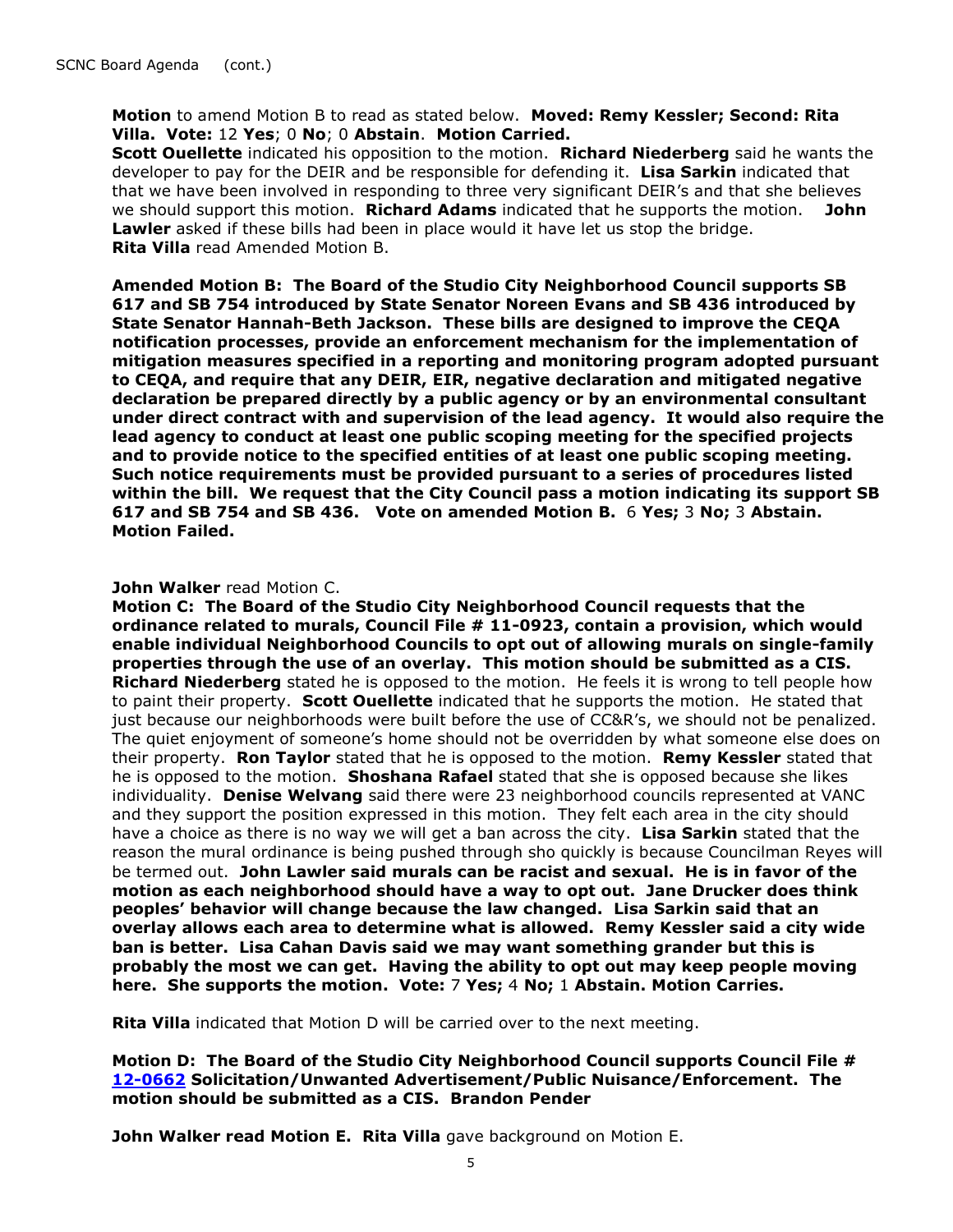**Motion** to amend Motion B to read as stated below. **Moved: Remy Kessler; Second: Rita Villa. Vote:** 12 **Yes**; 0 **No**; 0 **Abstain**. **Motion Carried.**
**Scott Ouellette** indicated his opposition to the motion. **Richard Niederberg** said he wants the developer to pay for the DEIR and be responsible for defending it. **Lisa Sarkin** indicated that that we have been involved in responding to three very significant DEIR's and that she believes we should support this motion. **Richard Adams** indicated that he supports the motion. **John Lawler** asked if these bills had been in place would it have let us stop the bridge.
**Rita Villa** read Amended Motion B.

**Amended Motion B: The Board of the Studio City Neighborhood Council supports SB 617 and SB 754 introduced by State Senator Noreen Evans and SB 436 introduced by State Senator Hannah-Beth Jackson. These bills are designed to improve the CEQA notification processes, provide an enforcement mechanism for the implementation of mitigation measures specified in a reporting and monitoring program adopted pursuant to CEQA, and require that any DEIR, EIR, negative declaration and mitigated negative declaration be prepared directly by a public agency or by an environmental consultant under direct contract with and supervision of the lead agency. It would also require the lead agency to conduct at least one public scoping meeting for the specified projects and to provide notice to the specified entities of at least one public scoping meeting. Such notice requirements must be provided pursuant to a series of procedures listed within the bill. We request that the City Council pass a motion indicating its support SB 617 and SB 754 and SB 436. Vote on amended Motion B.** 6 **Yes;** 3 **No;** 3 **Abstain. Motion Failed.**

**John Walker** read Motion C.
**Motion C: The Board of the Studio City Neighborhood Council requests that the ordinance related to murals, Council File # 11-0923, contain a provision, which would enable individual Neighborhood Councils to opt out of allowing murals on single-family properties through the use of an overlay. This motion should be submitted as a CIS.**
**Richard Niederberg** stated he is opposed to the motion. He feels it is wrong to tell people how to paint their property. **Scott Ouellette** indicated that he supports the motion. He stated that just because our neighborhoods were built before the use of CC&R's, we should not be penalized. The quiet enjoyment of someone's home should not be overridden by what someone else does on their property. **Ron Taylor** stated that he is opposed to the motion. **Remy Kessler** stated that he is opposed to the motion. **Shoshana Rafael** stated that she is opposed because she likes individuality. **Denise Welvang** said there were 23 neighborhood councils represented at VANC and they support the position expressed in this motion. They felt each area in the city should have a choice as there is no way we will get a ban across the city. **Lisa Sarkin** stated that the reason the mural ordinance is being pushed through sho quickly is because Councilman Reyes will be termed out. **John Lawler said murals can be racist and sexual. He is in favor of the motion as each neighborhood should have a way to opt out. Jane Drucker does think peoples' behavior will change because the law changed. Lisa Sarkin said that an overlay allows each area to determine what is allowed. Remy Kessler said a city wide ban is better. Lisa Cahan Davis said we may want something grander but this is probably the most we can get. Having the ability to opt out may keep people moving here. She supports the motion. Vote:** 7 **Yes;** 4 **No;** 1 **Abstain. Motion Carries.**

**Rita Villa** indicated that Motion D will be carried over to the next meeting.

**Motion D: The Board of the Studio City Neighborhood Council supports Council File # 12-0662 Solicitation/Unwanted Advertisement/Public Nuisance/Enforcement. The motion should be submitted as a CIS. Brandon Pender**

**John Walker read Motion E. Rita Villa** gave background on Motion E.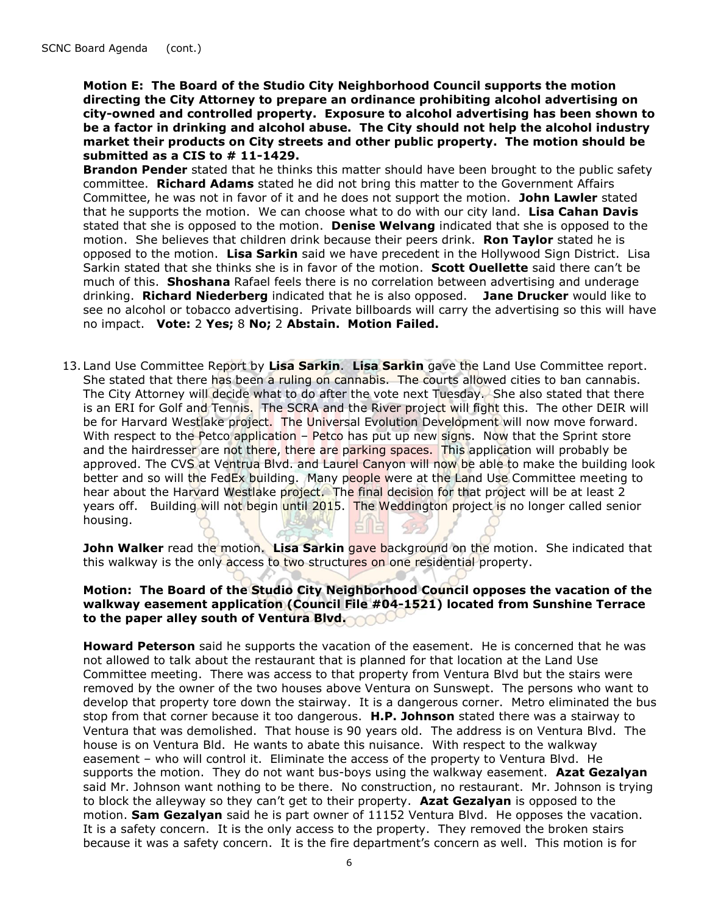**Motion E: The Board of the Studio City Neighborhood Council supports the motion directing the City Attorney to prepare an ordinance prohibiting alcohol advertising on city-owned and controlled property. Exposure to alcohol advertising has been shown to be a factor in drinking and alcohol abuse. The City should not help the alcohol industry market their products on City streets and other public property. The motion should be submitted as a CIS to # 11-1429.**

**Brandon Pender** stated that he thinks this matter should have been brought to the public safety committee. **Richard Adams** stated he did not bring this matter to the Government Affairs Committee, he was not in favor of it and he does not support the motion. **John Lawler** stated that he supports the motion. We can choose what to do with our city land. **Lisa Cahan Davis** stated that she is opposed to the motion. **Denise Welvang** indicated that she is opposed to the motion. She believes that children drink because their peers drink. **Ron Taylor** stated he is opposed to the motion. **Lisa Sarkin** said we have precedent in the Hollywood Sign District. Lisa Sarkin stated that she thinks she is in favor of the motion. **Scott Ouellette** said there can't be much of this. **Shoshana** Rafael feels there is no correlation between advertising and underage drinking. **Richard Niederberg** indicated that he is also opposed. **Jane Drucker** would like to see no alcohol or tobacco advertising. Private billboards will carry the advertising so this will have no impact. **Vote:** 2 **Yes;** 8 **No;** 2 **Abstain. Motion Failed.**

13. Land Use Committee Report by **Lisa Sarkin**. **Lisa Sarkin** gave the Land Use Committee report. She stated that there has been a ruling on cannabis. The courts allowed cities to ban cannabis. The City Attorney will decide what to do after the vote next Tuesday. She also stated that there is an ERI for Golf and Tennis. The SCRA and the River project will fight this. The other DEIR will be for Harvard Westlake project. The Universal Evolution Development will now move forward. With respect to the Petco application – Petco has put up new signs. Now that the Sprint store and the hairdresser are not there, there are parking spaces. This application will probably be approved. The CVS at Ventrua Blvd. and Laurel Canyon will now be able to make the building look better and so will the FedEx building. Many people were at the Land Use Committee meeting to hear about the Harvard Westlake project. The final decision for that project will be at least 2 years off. Building will not begin until 2015. The Weddington project is no longer called senior housing.

    **John Walker** read the motion. **Lisa Sarkin** gave background on the motion. She indicated that this walkway is the only access to two structures on one residential property.

    **Motion: The Board of the Studio City Neighborhood Council opposes the vacation of the walkway easement application (Council File #04-1521) located from Sunshine Terrace to the paper alley south of Ventura Blvd.**

    **Howard Peterson** said he supports the vacation of the easement. He is concerned that he was not allowed to talk about the restaurant that is planned for that location at the Land Use Committee meeting. There was access to that property from Ventura Blvd but the stairs were removed by the owner of the two houses above Ventura on Sunswept. The persons who want to develop that property tore down the stairway. It is a dangerous corner. Metro eliminated the bus stop from that corner because it too dangerous. **H.P. Johnson** stated there was a stairway to Ventura that was demolished. That house is 90 years old. The address is on Ventura Blvd. The house is on Ventura Bld. He wants to abate this nuisance. With respect to the walkway easement – who will control it. Eliminate the access of the property to Ventura Blvd. He supports the motion. They do not want bus-boys using the walkway easement. **Azat Gezalyan** said Mr. Johnson want nothing to be there. No construction, no restaurant. Mr. Johnson is trying to block the alleyway so they can't get to their property. **Azat Gezalyan** is opposed to the motion. **Sam Gezalyan** said he is part owner of 11152 Ventura Blvd. He opposes the vacation. It is a safety concern. It is the only access to the property. They removed the broken stairs because it was a safety concern. It is the fire department's concern as well. This motion is for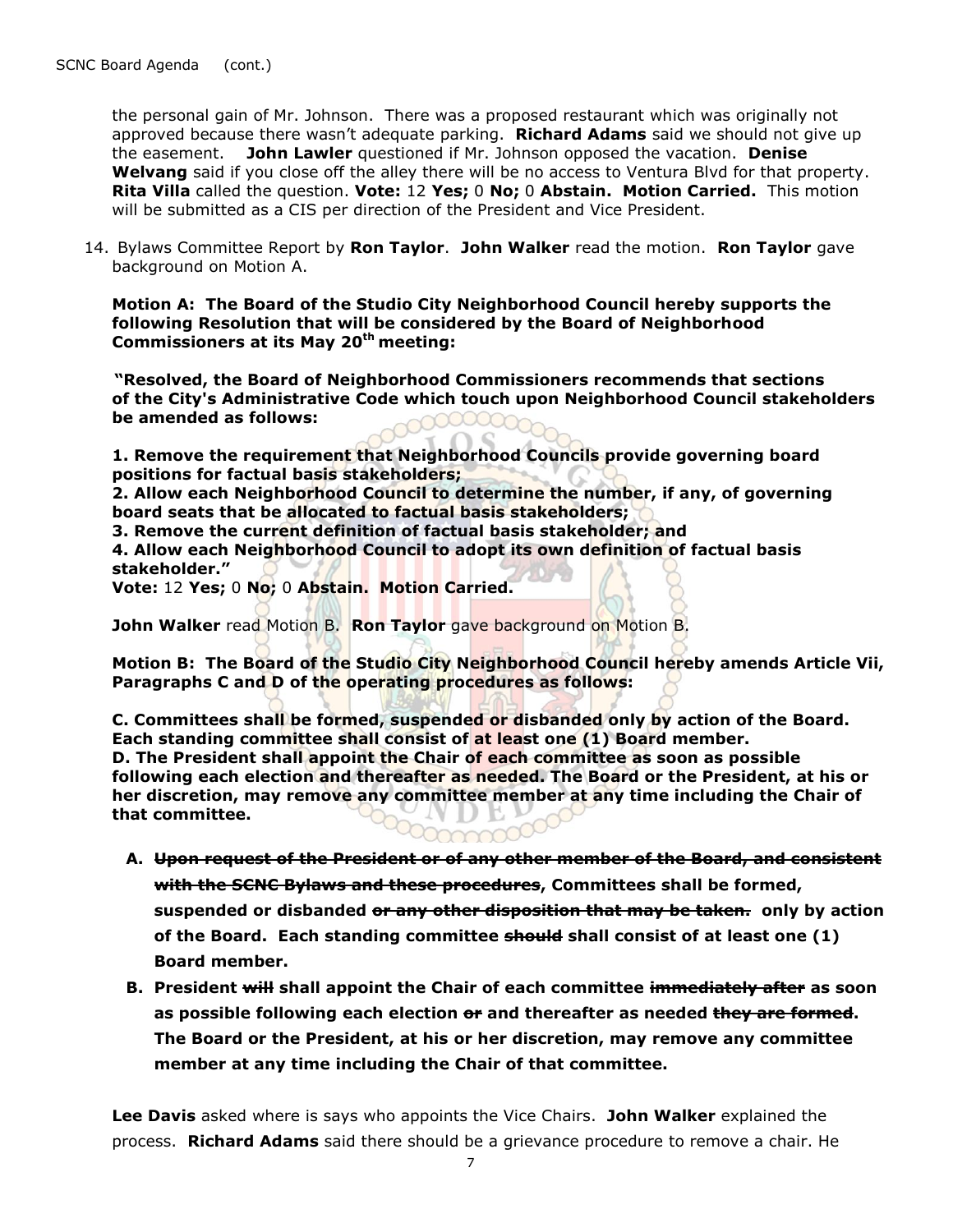the personal gain of Mr. Johnson. There was a proposed restaurant which was originally not approved because there wasn't adequate parking. **Richard Adams** said we should not give up the easement. **John Lawler** questioned if Mr. Johnson opposed the vacation. **Denise Welvang** said if you close off the alley there will be no access to Ventura Blvd for that property. **Rita Villa** called the question. **Vote:** 12 **Yes;** 0 **No;** 0 **Abstain. Motion Carried.** This motion will be submitted as a CIS per direction of the President and Vice President.

14. Bylaws Committee Report by **Ron Taylor**. **John Walker** read the motion. **Ron Taylor** gave background on Motion A.

**Motion A: The Board of the Studio City Neighborhood Council hereby supports the following Resolution that will be considered by the Board of Neighborhood Commissioners at its May 20th meeting:**

**"Resolved, the Board of Neighborhood Commissioners recommends that sections of the City's Administrative Code which touch upon Neighborhood Council stakeholders be amended as follows:**

**1. Remove the requirement that Neighborhood Councils provide governing board positions for factual basis stakeholders;**
**2. Allow each Neighborhood Council to determine the number, if any, of governing board seats that be allocated to factual basis stakeholders;**
**3. Remove the current definition of factual basis stakeholder; and**
**4. Allow each Neighborhood Council to adopt its own definition of factual basis stakeholder."**
**Vote:** 12 **Yes;** 0 **No;** 0 **Abstain. Motion Carried.**

**John Walker** read Motion B. **Ron Taylor** gave background on Motion B.

**Motion B: The Board of the Studio City Neighborhood Council hereby amends Article Vii, Paragraphs C and D of the operating procedures as follows:**

**C. Committees shall be formed, suspended or disbanded only by action of the Board. Each standing committee shall consist of at least one (1) Board member.**
**D. The President shall appoint the Chair of each committee as soon as possible following each election and thereafter as needed. The Board or the President, at his or her discretion, may remove any committee member at any time including the Chair of that committee.**

A. **~~Upon request of the President or of any other member of the Board, and consistent with the SCNC Bylaws and these procedures~~, Committees shall be formed, suspended or disbanded ~~or any other disposition that may be taken.~~ only by action of the Board. Each standing committee ~~should~~ shall consist of at least one (1) Board member.**
B. **President ~~will~~ shall appoint the Chair of each committee ~~immediately after~~ as soon as possible following each election ~~or~~ and thereafter as needed ~~they are formed~~. The Board or the President, at his or her discretion, may remove any committee member at any time including the Chair of that committee.**

**Lee Davis** asked where is says who appoints the Vice Chairs. **John Walker** explained the process. **Richard Adams** said there should be a grievance procedure to remove a chair. He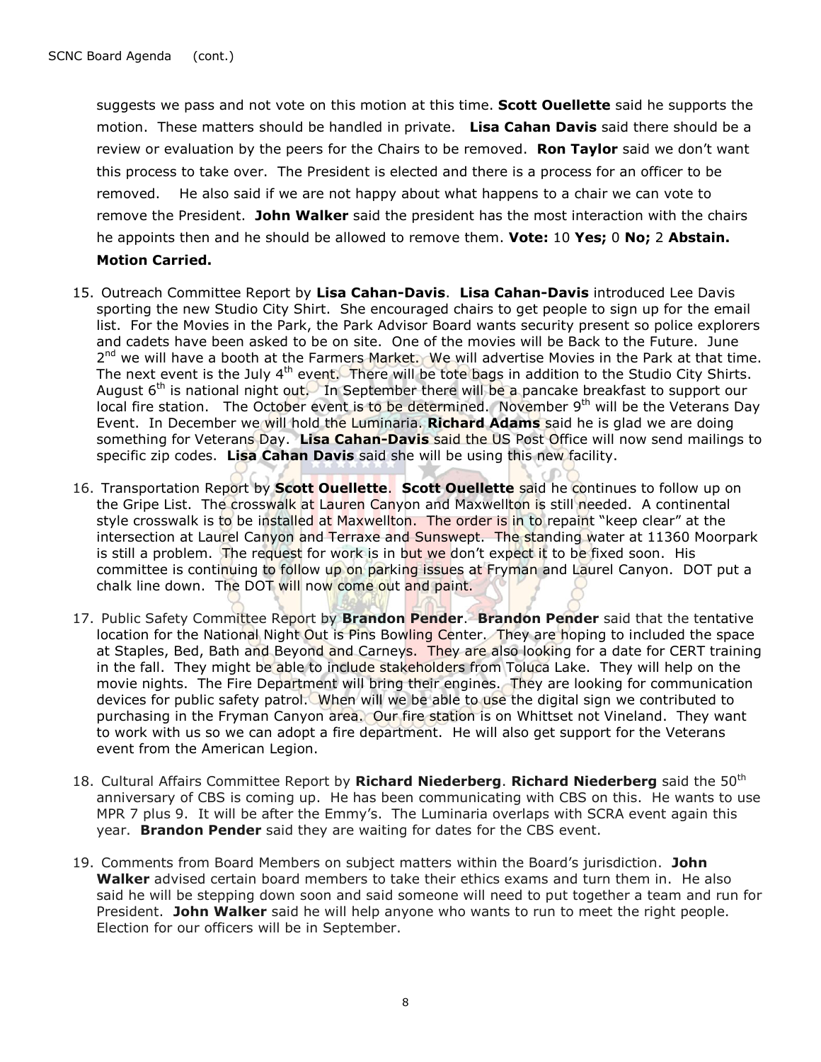suggests we pass and not vote on this motion at this time. **Scott Ouellette** said he supports the motion. These matters should be handled in private. **Lisa Cahan Davis** said there should be a review or evaluation by the peers for the Chairs to be removed. **Ron Taylor** said we don't want this process to take over. The President is elected and there is a process for an officer to be removed. He also said if we are not happy about what happens to a chair we can vote to remove the President. **John Walker** said the president has the most interaction with the chairs he appoints then and he should be allowed to remove them. **Vote:** 10 **Yes;** 0 **No;** 2 **Abstain. Motion Carried.**

15. Outreach Committee Report by **Lisa Cahan-Davis**. **Lisa Cahan-Davis** introduced Lee Davis sporting the new Studio City Shirt. She encouraged chairs to get people to sign up for the email list. For the Movies in the Park, the Park Advisor Board wants security present so police explorers and cadets have been asked to be on site. One of the movies will be Back to the Future. June 2nd we will have a booth at the Farmers Market. We will advertise Movies in the Park at that time. The next event is the July 4th event. There will be tote bags in addition to the Studio City Shirts. August 6th is national night out. In September there will be a pancake breakfast to support our local fire station. The October event is to be determined. November 9th will be the Veterans Day Event. In December we will hold the Luminaria. **Richard Adams** said he is glad we are doing something for Veterans Day. **Lisa Cahan-Davis** said the US Post Office will now send mailings to specific zip codes. **Lisa Cahan Davis** said she will be using this new facility.

16. Transportation Report by **Scott Ouellette**. **Scott Ouellette** said he continues to follow up on the Gripe List. The crosswalk at Lauren Canyon and Maxwellton is still needed. A continental style crosswalk is to be installed at Maxwellton. The order is in to repaint "keep clear" at the intersection at Laurel Canyon and Terraxe and Sunswept. The standing water at 11360 Moorpark is still a problem. The request for work is in but we don't expect it to be fixed soon. His committee is continuing to follow up on parking issues at Fryman and Laurel Canyon. DOT put a chalk line down. The DOT will now come out and paint.

17. Public Safety Committee Report by **Brandon Pender**. **Brandon Pender** said that the tentative location for the National Night Out is Pins Bowling Center. They are hoping to included the space at Staples, Bed, Bath and Beyond and Carneys. They are also looking for a date for CERT training in the fall. They might be able to include stakeholders from Toluca Lake. They will help on the movie nights. The Fire Department will bring their engines. They are looking for communication devices for public safety patrol. When will we be able to use the digital sign we contributed to purchasing in the Fryman Canyon area. Our fire station is on Whittset not Vineland. They want to work with us so we can adopt a fire department. He will also get support for the Veterans event from the American Legion.

18. Cultural Affairs Committee Report by **Richard Niederberg**. **Richard Niederberg** said the 50th anniversary of CBS is coming up. He has been communicating with CBS on this. He wants to use MPR 7 plus 9. It will be after the Emmy's. The Luminaria overlaps with SCRA event again this year. **Brandon Pender** said they are waiting for dates for the CBS event.

19. Comments from Board Members on subject matters within the Board's jurisdiction. **John Walker** advised certain board members to take their ethics exams and turn them in. He also said he will be stepping down soon and said someone will need to put together a team and run for President. **John Walker** said he will help anyone who wants to run to meet the right people. Election for our officers will be in September.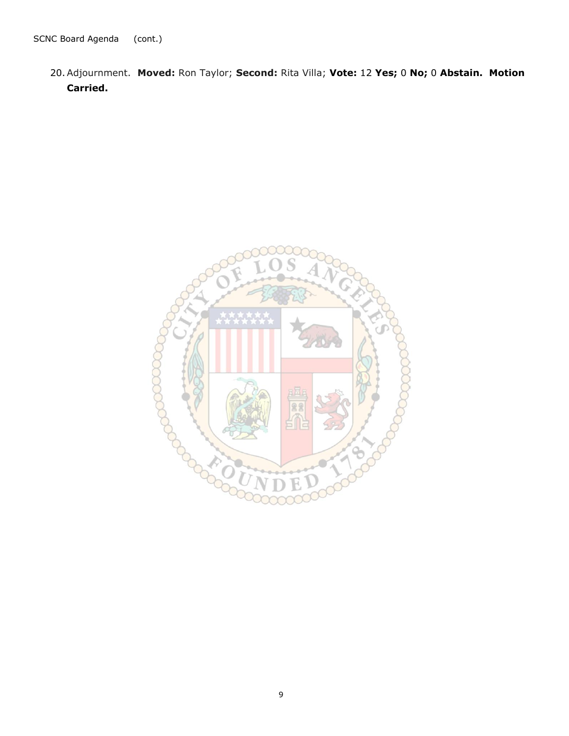20. Adjournment. **Moved:** Ron Taylor; **Second:** Rita Villa; **Vote:** 12 **Yes;** 0 **No;** 0 **Abstain. Motion Carried.**